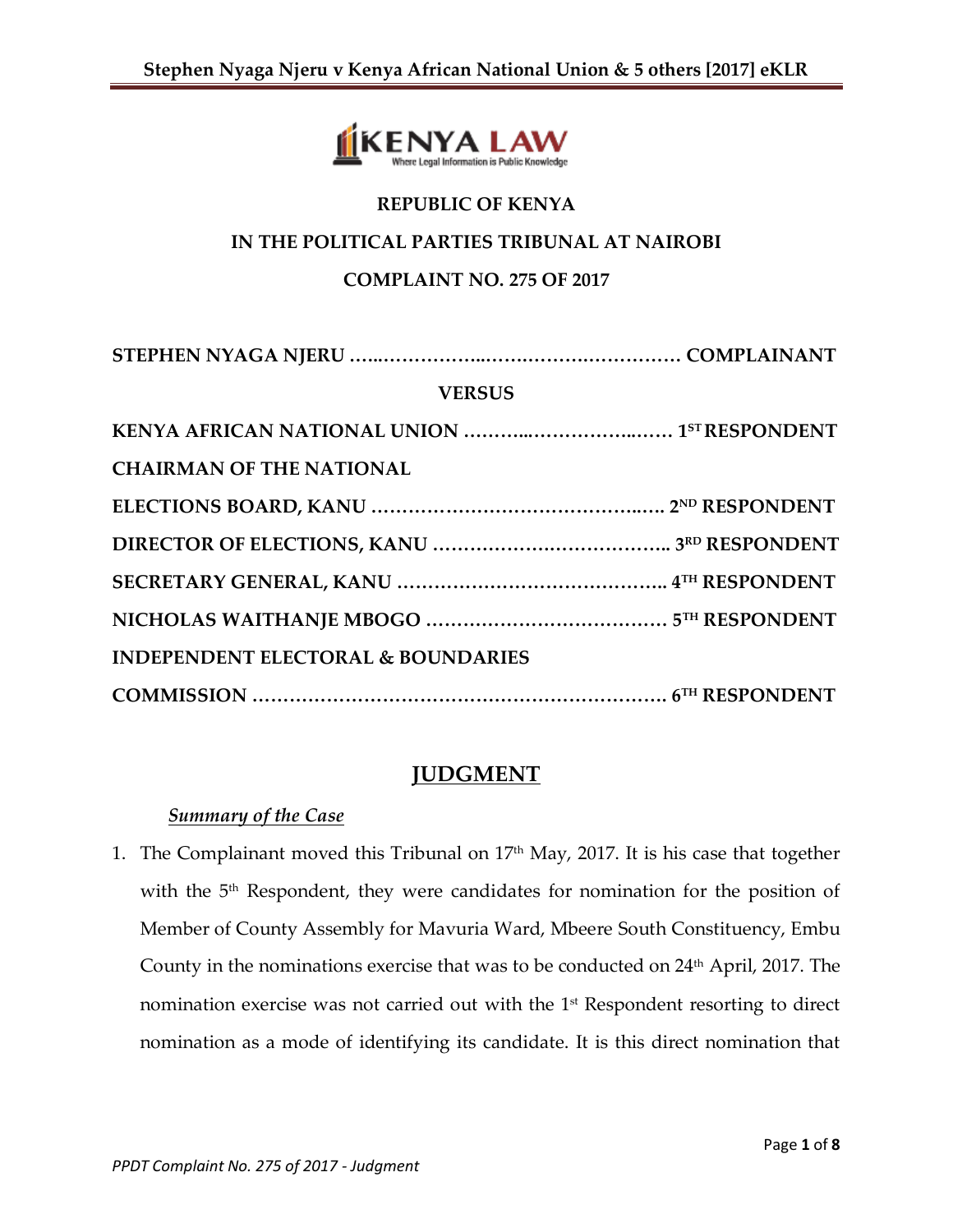**REPUBLIC OF KENYA**

**IN THE POLITICAL PARTIES TRIBUNAL AT NAIROBI**

**COMPLAINT NO. 275 OF 2017**

**STEPHEN NYAGA NJERU …………………………………………… COMPLAINANT**

**VERSUS**

**KENYA AFRICAN NATIONAL UNION ……………………………… 1ST RESPONDENT**

**CHAIRMAN OF THE NATIONAL**

**ELECTIONS BOARD, KANU ………………………………………… 2ND RESPONDENT**

**DIRECTOR OF ELECTIONS, KANU ………………………………… 3RD RESPONDENT**

**SECRETARY GENERAL, KANU ……………………………………… 4TH RESPONDENT**

**NICHOLAS WAITHANJE MBOGO ………………………………… 5TH RESPONDENT**

**INDEPENDENT ELECTORAL & BOUNDARIES**

**COMMISSION …………………………………………………………… 6TH RESPONDENT**

## JUDGMENT

### *Summary of the Case*

1. The Complainant moved this Tribunal on 17th May, 2017. It is his case that together with the 5th Respondent, they were candidates for nomination for the position of Member of County Assembly for Mavuria Ward, Mbeere South Constituency, Embu County in the nominations exercise that was to be conducted on 24th April, 2017. The nomination exercise was not carried out with the 1st Respondent resorting to direct nomination as a mode of identifying its candidate. It is this direct nomination that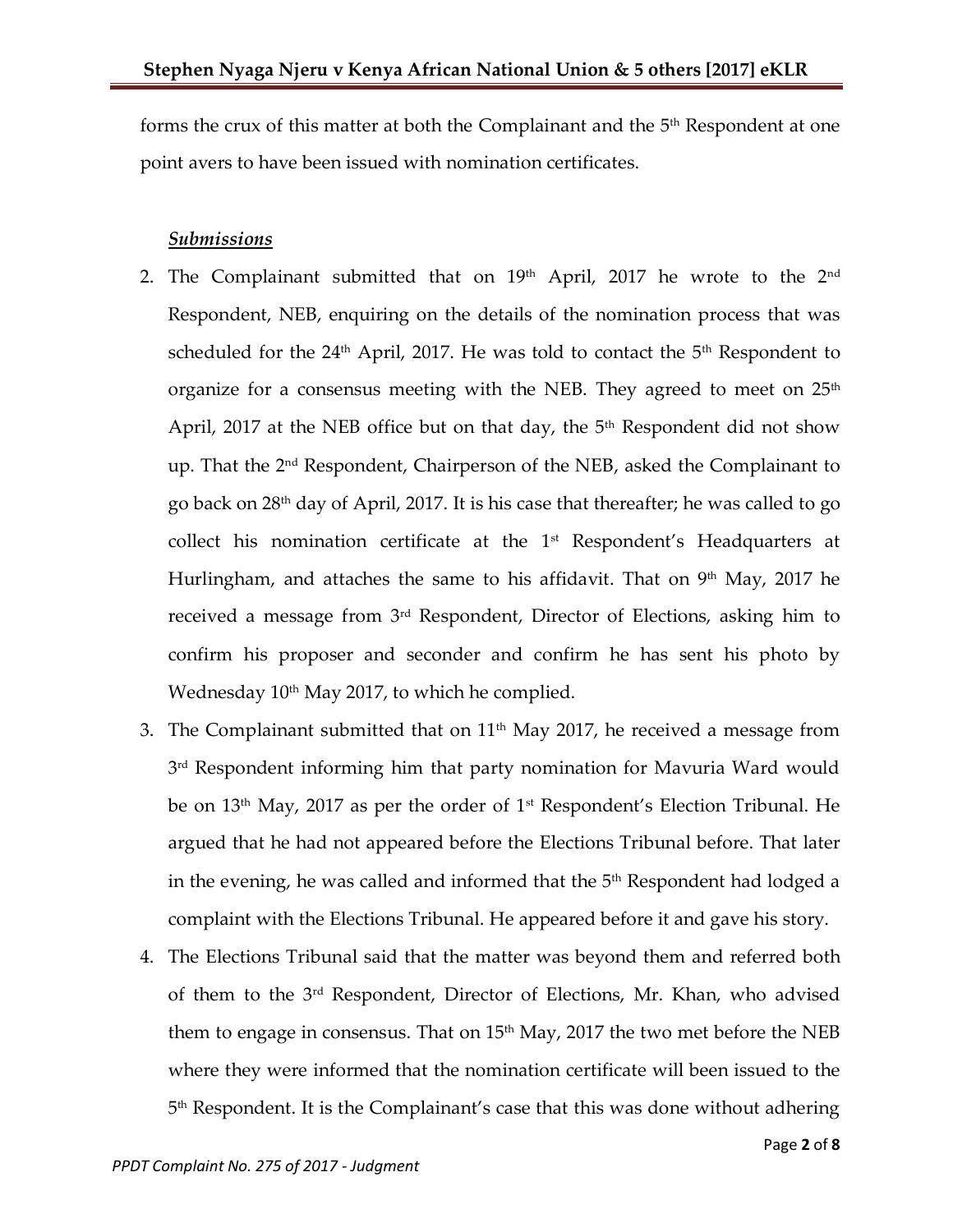forms the crux of this matter at both the Complainant and the 5th Respondent at one point avers to have been issued with nomination certificates.

***Submissions***

2. The Complainant submitted that on 19th April, 2017 he wrote to the 2nd Respondent, NEB, enquiring on the details of the nomination process that was scheduled for the 24th April, 2017. He was told to contact the 5th Respondent to organize for a consensus meeting with the NEB. They agreed to meet on 25th April, 2017 at the NEB office but on that day, the 5th Respondent did not show up. That the 2nd Respondent, Chairperson of the NEB, asked the Complainant to go back on 28th day of April, 2017. It is his case that thereafter; he was called to go collect his nomination certificate at the 1st Respondent's Headquarters at Hurlingham, and attaches the same to his affidavit. That on 9th May, 2017 he received a message from 3rd Respondent, Director of Elections, asking him to confirm his proposer and seconder and confirm he has sent his photo by Wednesday 10th May 2017, to which he complied.

3. The Complainant submitted that on 11th May 2017, he received a message from 3rd Respondent informing him that party nomination for Mavuria Ward would be on 13th May, 2017 as per the order of 1st Respondent's Election Tribunal. He argued that he had not appeared before the Elections Tribunal before. That later in the evening, he was called and informed that the 5th Respondent had lodged a complaint with the Elections Tribunal. He appeared before it and gave his story.

4. The Elections Tribunal said that the matter was beyond them and referred both of them to the 3rd Respondent, Director of Elections, Mr. Khan, who advised them to engage in consensus. That on 15th May, 2017 the two met before the NEB where they were informed that the nomination certificate will been issued to the 5th Respondent. It is the Complainant's case that this was done without adhering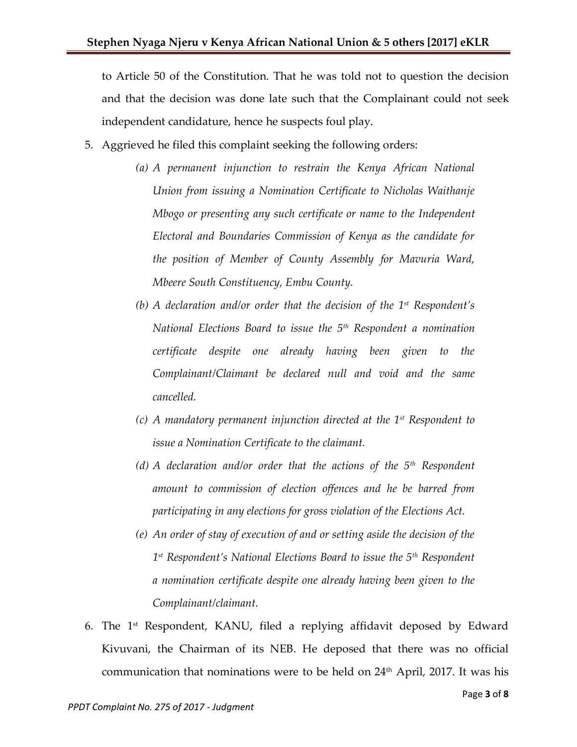to Article 50 of the Constitution. That he was told not to question the decision and that the decision was done late such that the Complainant could not seek independent candidature, hence he suspects foul play.

5. Aggrieved he filed this complaint seeking the following orders:

   *(a) A permanent injunction to restrain the Kenya African National Union from issuing a Nomination Certificate to Nicholas Waithanje Mbogo or presenting any such certificate or name to the Independent Electoral and Boundaries Commission of Kenya as the candidate for the position of Member of County Assembly for Mavuria Ward, Mbeere South Constituency, Embu County.*

   *(b) A declaration and/or order that the decision of the 1st Respondent's National Elections Board to issue the 5th Respondent a nomination certificate despite one already having been given to the Complainant/Claimant be declared null and void and the same cancelled.*

   *(c) A mandatory permanent injunction directed at the 1st Respondent to issue a Nomination Certificate to the claimant.*

   *(d) A declaration and/or order that the actions of the 5th Respondent amount to commission of election offences and he be barred from participating in any elections for gross violation of the Elections Act.*

   *(e) An order of stay of execution of and or setting aside the decision of the 1st Respondent's National Elections Board to issue the 5th Respondent a nomination certificate despite one already having been given to the Complainant/claimant.*

6. The 1st Respondent, KANU, filed a replying affidavit deposed by Edward Kivuvani, the Chairman of its NEB. He deposed that there was no official communication that nominations were to be held on 24th April, 2017. It was his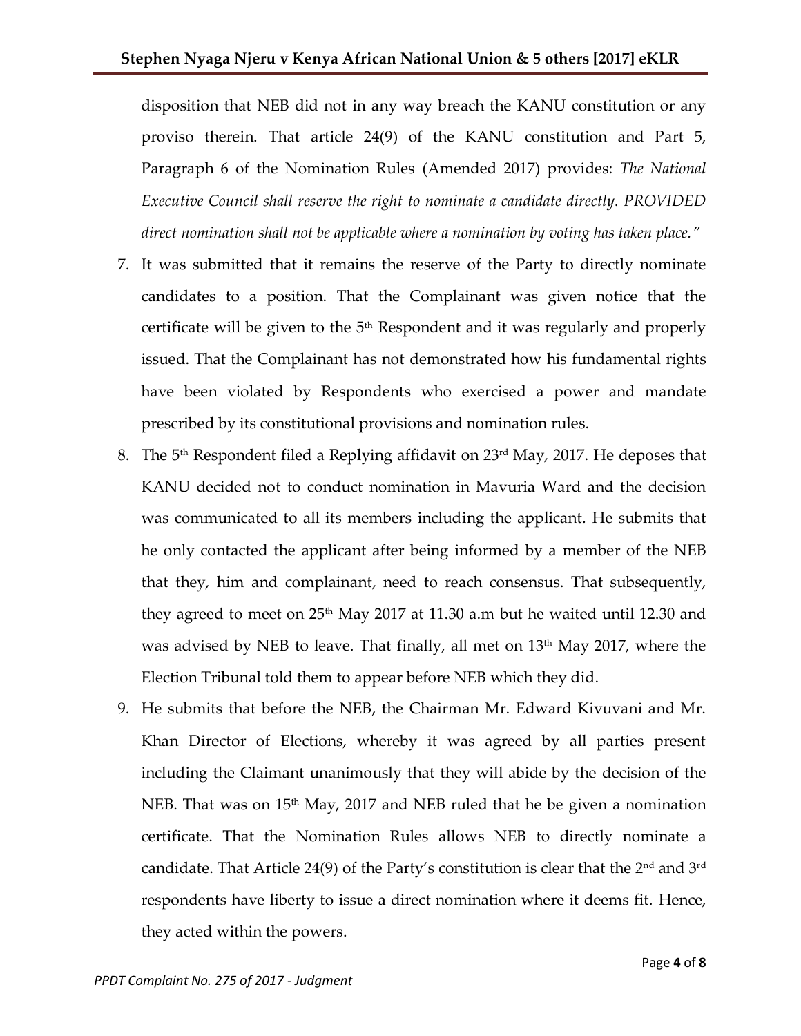disposition that NEB did not in any way breach the KANU constitution or any proviso therein. That article 24(9) of the KANU constitution and Part 5, Paragraph 6 of the Nomination Rules (Amended 2017) provides: *The National Executive Council shall reserve the right to nominate a candidate directly. PROVIDED direct nomination shall not be applicable where a nomination by voting has taken place."*

7. It was submitted that it remains the reserve of the Party to directly nominate candidates to a position. That the Complainant was given notice that the certificate will be given to the 5th Respondent and it was regularly and properly issued. That the Complainant has not demonstrated how his fundamental rights have been violated by Respondents who exercised a power and mandate prescribed by its constitutional provisions and nomination rules.

8. The 5th Respondent filed a Replying affidavit on 23rd May, 2017. He deposes that KANU decided not to conduct nomination in Mavuria Ward and the decision was communicated to all its members including the applicant. He submits that he only contacted the applicant after being informed by a member of the NEB that they, him and complainant, need to reach consensus. That subsequently, they agreed to meet on 25th May 2017 at 11.30 a.m but he waited until 12.30 and was advised by NEB to leave. That finally, all met on 13th May 2017, where the Election Tribunal told them to appear before NEB which they did.

9. He submits that before the NEB, the Chairman Mr. Edward Kivuvani and Mr. Khan Director of Elections, whereby it was agreed by all parties present including the Claimant unanimously that they will abide by the decision of the NEB. That was on 15th May, 2017 and NEB ruled that he be given a nomination certificate. That the Nomination Rules allows NEB to directly nominate a candidate. That Article 24(9) of the Party's constitution is clear that the 2nd and 3rd respondents have liberty to issue a direct nomination where it deems fit. Hence, they acted within the powers.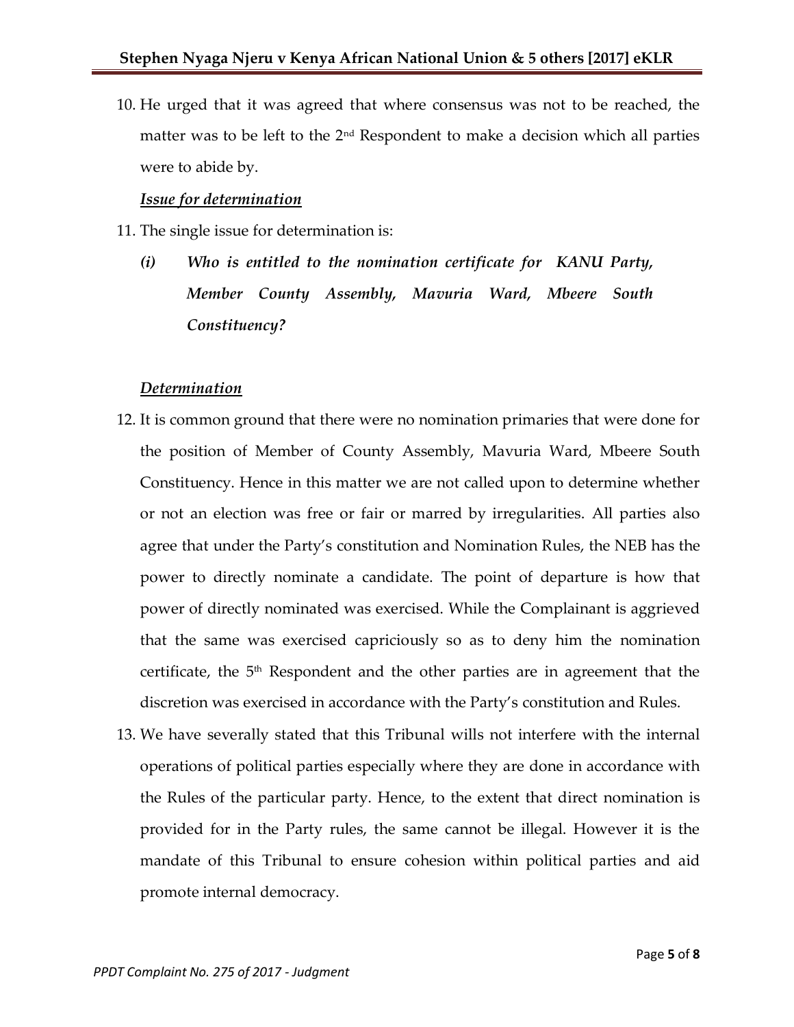10. He urged that it was agreed that where consensus was not to be reached, the matter was to be left to the 2nd Respondent to make a decision which all parties were to abide by.

***Issue for determination***

11. The single issue for determination is:

    ***(i) Who is entitled to the nomination certificate for KANU Party, Member County Assembly, Mavuria Ward, Mbeere South Constituency?***

***Determination***

12. It is common ground that there were no nomination primaries that were done for the position of Member of County Assembly, Mavuria Ward, Mbeere South Constituency. Hence in this matter we are not called upon to determine whether or not an election was free or fair or marred by irregularities. All parties also agree that under the Party's constitution and Nomination Rules, the NEB has the power to directly nominate a candidate. The point of departure is how that power of directly nominated was exercised. While the Complainant is aggrieved that the same was exercised capriciously so as to deny him the nomination certificate, the 5th Respondent and the other parties are in agreement that the discretion was exercised in accordance with the Party's constitution and Rules.

13. We have severally stated that this Tribunal wills not interfere with the internal operations of political parties especially where they are done in accordance with the Rules of the particular party. Hence, to the extent that direct nomination is provided for in the Party rules, the same cannot be illegal. However it is the mandate of this Tribunal to ensure cohesion within political parties and aid promote internal democracy.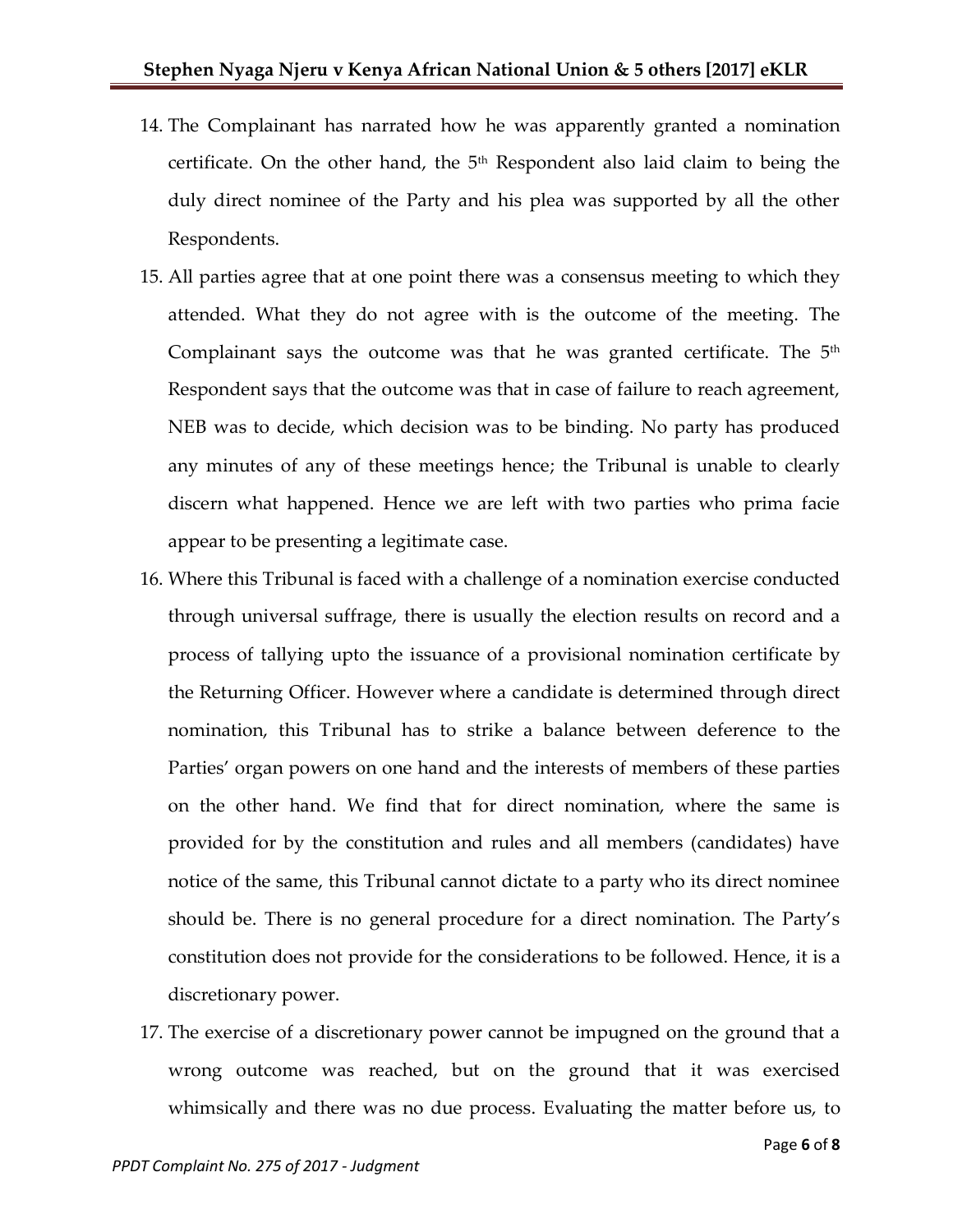14. The Complainant has narrated how he was apparently granted a nomination certificate. On the other hand, the 5th Respondent also laid claim to being the duly direct nominee of the Party and his plea was supported by all the other Respondents.
15. All parties agree that at one point there was a consensus meeting to which they attended. What they do not agree with is the outcome of the meeting. The Complainant says the outcome was that he was granted certificate. The 5th Respondent says that the outcome was that in case of failure to reach agreement, NEB was to decide, which decision was to be binding. No party has produced any minutes of any of these meetings hence; the Tribunal is unable to clearly discern what happened. Hence we are left with two parties who prima facie appear to be presenting a legitimate case.
16. Where this Tribunal is faced with a challenge of a nomination exercise conducted through universal suffrage, there is usually the election results on record and a process of tallying upto the issuance of a provisional nomination certificate by the Returning Officer. However where a candidate is determined through direct nomination, this Tribunal has to strike a balance between deference to the Parties' organ powers on one hand and the interests of members of these parties on the other hand. We find that for direct nomination, where the same is provided for by the constitution and rules and all members (candidates) have notice of the same, this Tribunal cannot dictate to a party who its direct nominee should be. There is no general procedure for a direct nomination. The Party's constitution does not provide for the considerations to be followed. Hence, it is a discretionary power.
17. The exercise of a discretionary power cannot be impugned on the ground that a wrong outcome was reached, but on the ground that it was exercised whimsically and there was no due process. Evaluating the matter before us, to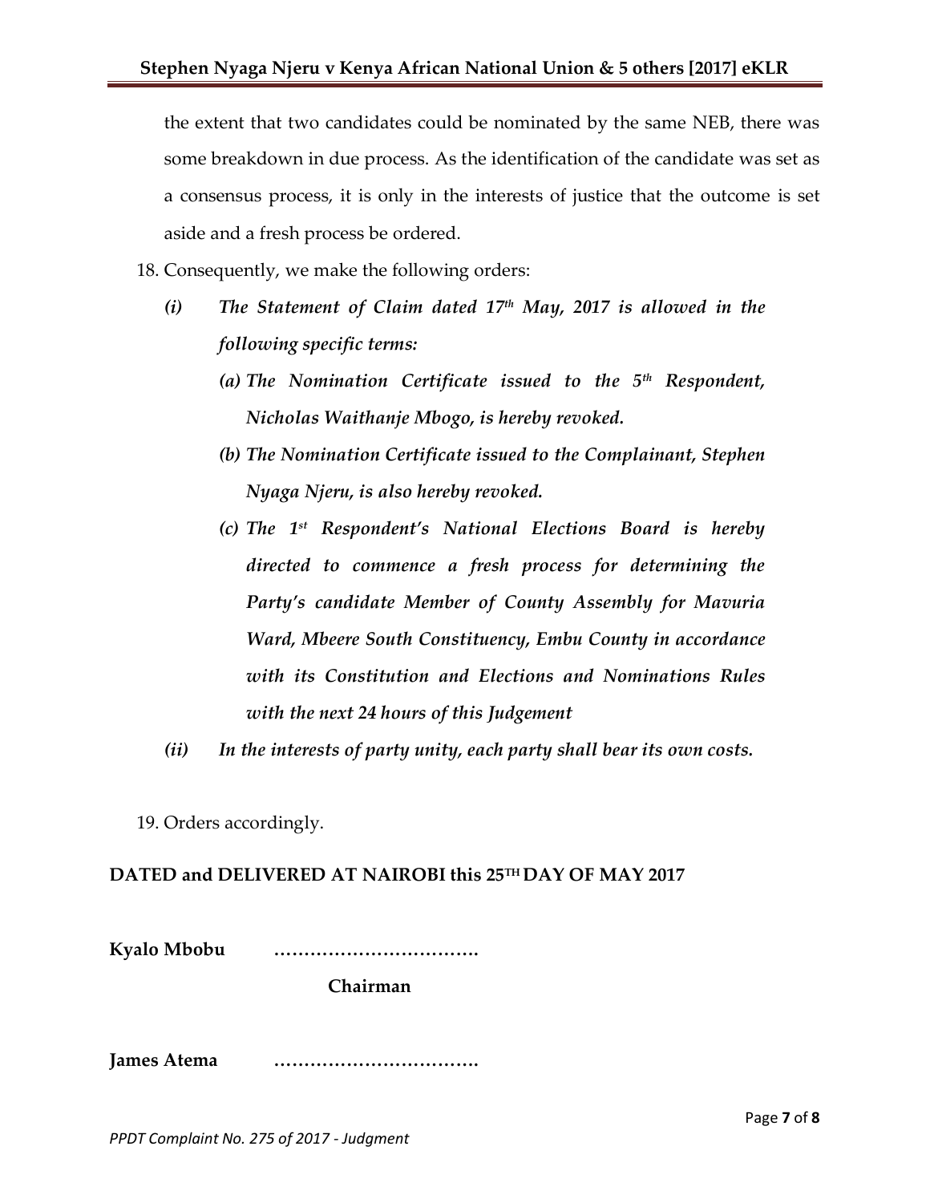the extent that two candidates could be nominated by the same NEB, there was some breakdown in due process. As the identification of the candidate was set as a consensus process, it is only in the interests of justice that the outcome is set aside and a fresh process be ordered.

18. Consequently, we make the following orders:

    *(i)* ***The Statement of Claim dated 17th May, 2017 is allowed in the following specific terms:***

    ***(a) The Nomination Certificate issued to the 5th Respondent, Nicholas Waithanje Mbogo, is hereby revoked.***

    ***(b) The Nomination Certificate issued to the Complainant, Stephen Nyaga Njeru, is also hereby revoked.***

    ***(c) The 1st Respondent's National Elections Board is hereby directed to commence a fresh process for determining the Party's candidate Member of County Assembly for Mavuria Ward, Mbeere South Constituency, Embu County in accordance with its Constitution and Elections and Nominations Rules with the next 24 hours of this Judgement***

    *(ii)* ***In the interests of party unity, each party shall bear its own costs.***

19. Orders accordingly.

**DATED and DELIVERED AT NAIROBI this 25TH DAY OF MAY 2017**

**Kyalo Mbobu** **…………………………….**

**Chairman**

**James Atema** **…………………………….**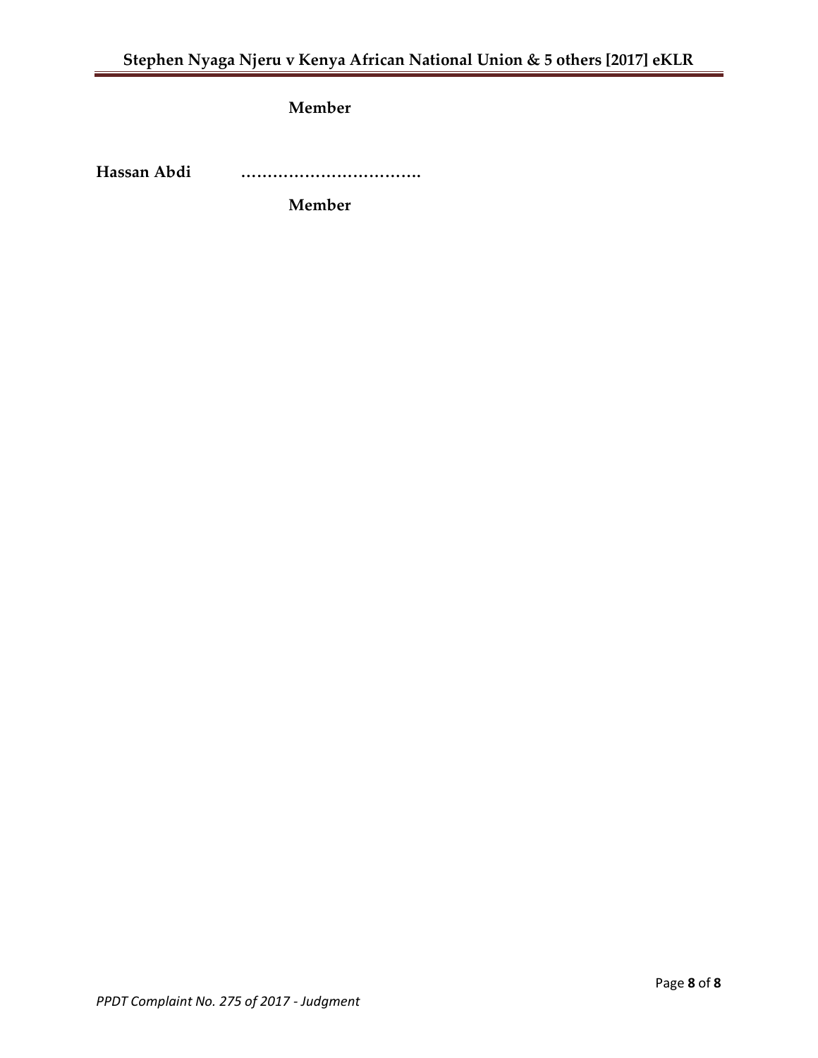**Member**

**Hassan Abdi** …………………………….

**Member**